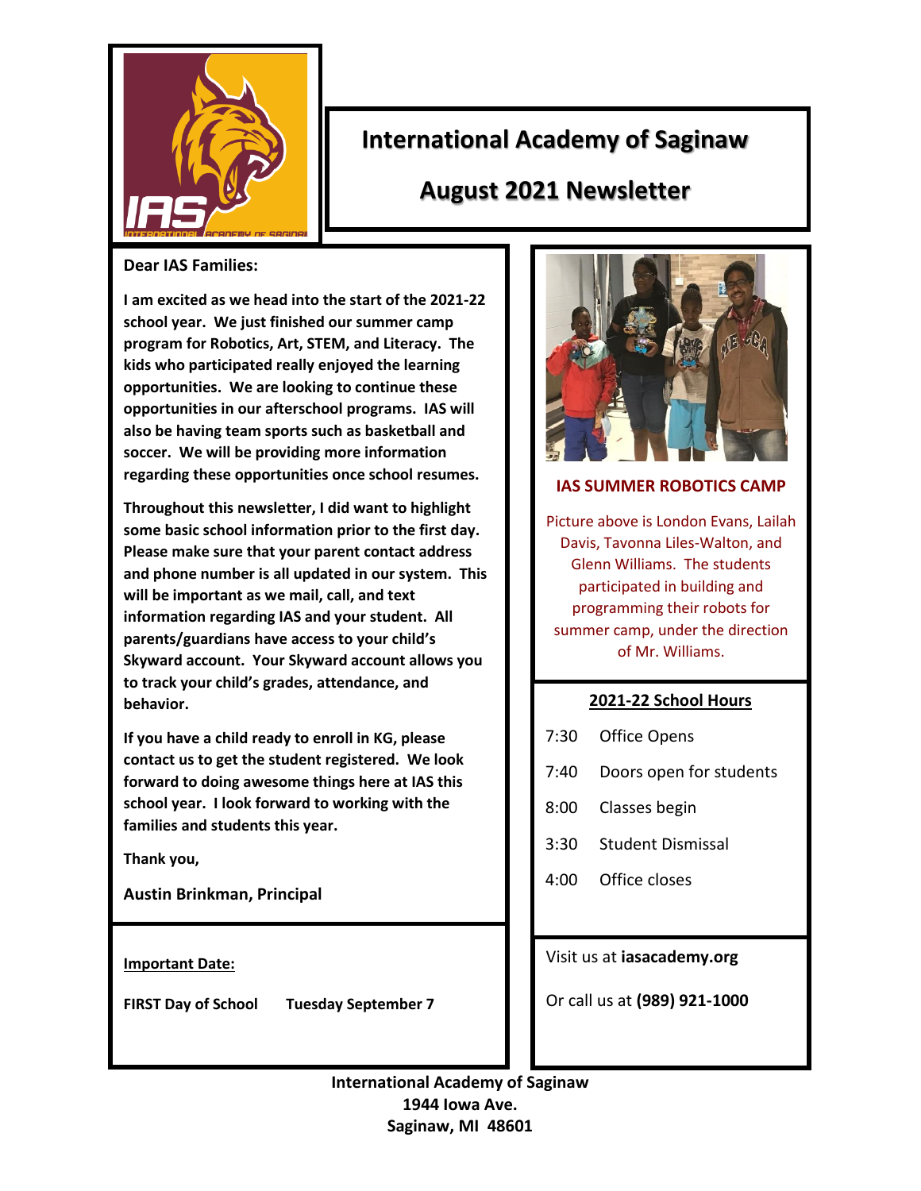# International Academy of Saginaw

## August 2021 Newsletter

**Dear IAS Families:**

**I am excited as we head into the start of the 2021-22 school year. We just finished our summer camp program for Robotics, Art, STEM, and Literacy. The kids who participated really enjoyed the learning opportunities. We are looking to continue these opportunities in our afterschool programs. IAS will also be having team sports such as basketball and soccer. We will be providing more information regarding these opportunities once school resumes.**

**Throughout this newsletter, I did want to highlight some basic school information prior to the first day. Please make sure that your parent contact address and phone number is all updated in our system. This will be important as we mail, call, and text information regarding IAS and your student. All parents/guardians have access to your child's Skyward account. Your Skyward account allows you to track your child's grades, attendance, and behavior.**

**If you have a child ready to enroll in KG, please contact us to get the student registered. We look forward to doing awesome things here at IAS this school year. I look forward to working with the families and students this year.**

**Thank you,**

**Austin Brinkman, Principal**

**Important Date:**

**FIRST Day of School Tuesday September 7**

### IAS SUMMER ROBOTICS CAMP

Picture above is London Evans, Lailah Davis, Tavonna Liles-Walton, and Glenn Williams. The students participated in building and programming their robots for summer camp, under the direction of Mr. Williams.

### 2021-22 School Hours

| | |
|---|---|
| 7:30 | Office Opens |
| 7:40 | Doors open for students |
| 8:00 | Classes begin |
| 3:30 | Student Dismissal |
| 4:00 | Office closes |

Visit us at **iasacademy.org**

Or call us at **(989) 921-1000**

**International Academy of Saginaw**
**1944 Iowa Ave.**
**Saginaw, MI 48601**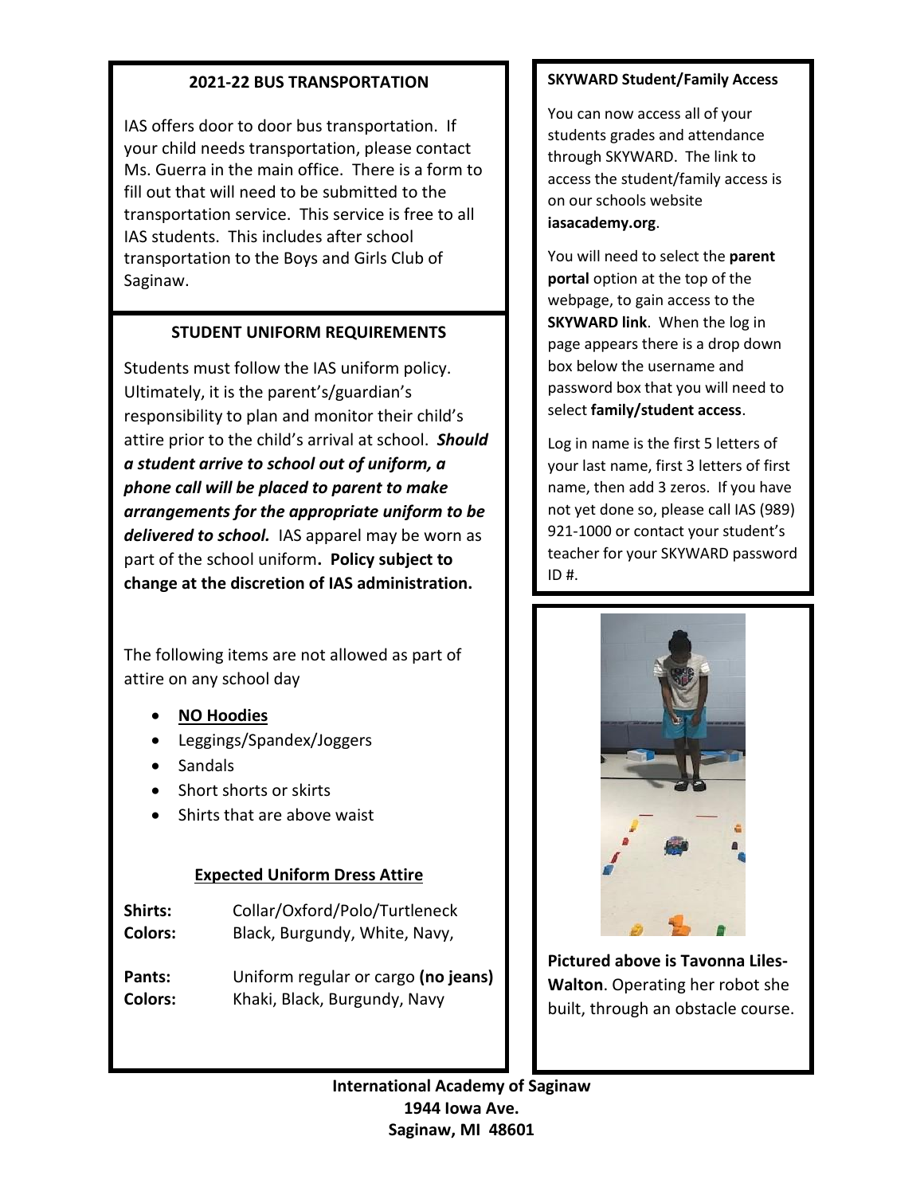## 2021-22 BUS TRANSPORTATION

IAS offers door to door bus transportation. If your child needs transportation, please contact Ms. Guerra in the main office. There is a form to fill out that will need to be submitted to the transportation service. This service is free to all IAS students. This includes after school transportation to the Boys and Girls Club of Saginaw.

## STUDENT UNIFORM REQUIREMENTS

Students must follow the IAS uniform policy. Ultimately, it is the parent's/guardian's responsibility to plan and monitor their child's attire prior to the child's arrival at school. ***Should a student arrive to school out of uniform, a phone call will be placed to parent to make arrangements for the appropriate uniform to be delivered to school.*** IAS apparel may be worn as part of the school uniform**. Policy subject to change at the discretion of IAS administration.**

The following items are not allowed as part of attire on any school day

- **<u>NO Hoodies</u>**
- Leggings/Spandex/Joggers
- Sandals
- Short shorts or skirts
- Shirts that are above waist

### <u>Expected Uniform Dress Attire</u>

**Shirts:** Collar/Oxford/Polo/Turtleneck
**Colors:** Black, Burgundy, White, Navy,

**Pants:** Uniform regular or cargo **(no jeans)**
**Colors:** Khaki, Black, Burgundy, Navy

## SKYWARD Student/Family Access

You can now access all of your students grades and attendance through SKYWARD. The link to access the student/family access is on our schools website **iasacademy.org**.

You will need to select the **parent portal** option at the top of the webpage, to gain access to the **SKYWARD link**. When the log in page appears there is a drop down box below the username and password box that you will need to select **family/student access**.

Log in name is the first 5 letters of your last name, first 3 letters of first name, then add 3 zeros. If you have not yet done so, please call IAS (989) 921-1000 or contact your student's teacher for your SKYWARD password ID #.

**Pictured above is Tavonna Liles-Walton**. Operating her robot she built, through an obstacle course.

**International Academy of Saginaw**
**1944 Iowa Ave.**
**Saginaw, MI 48601**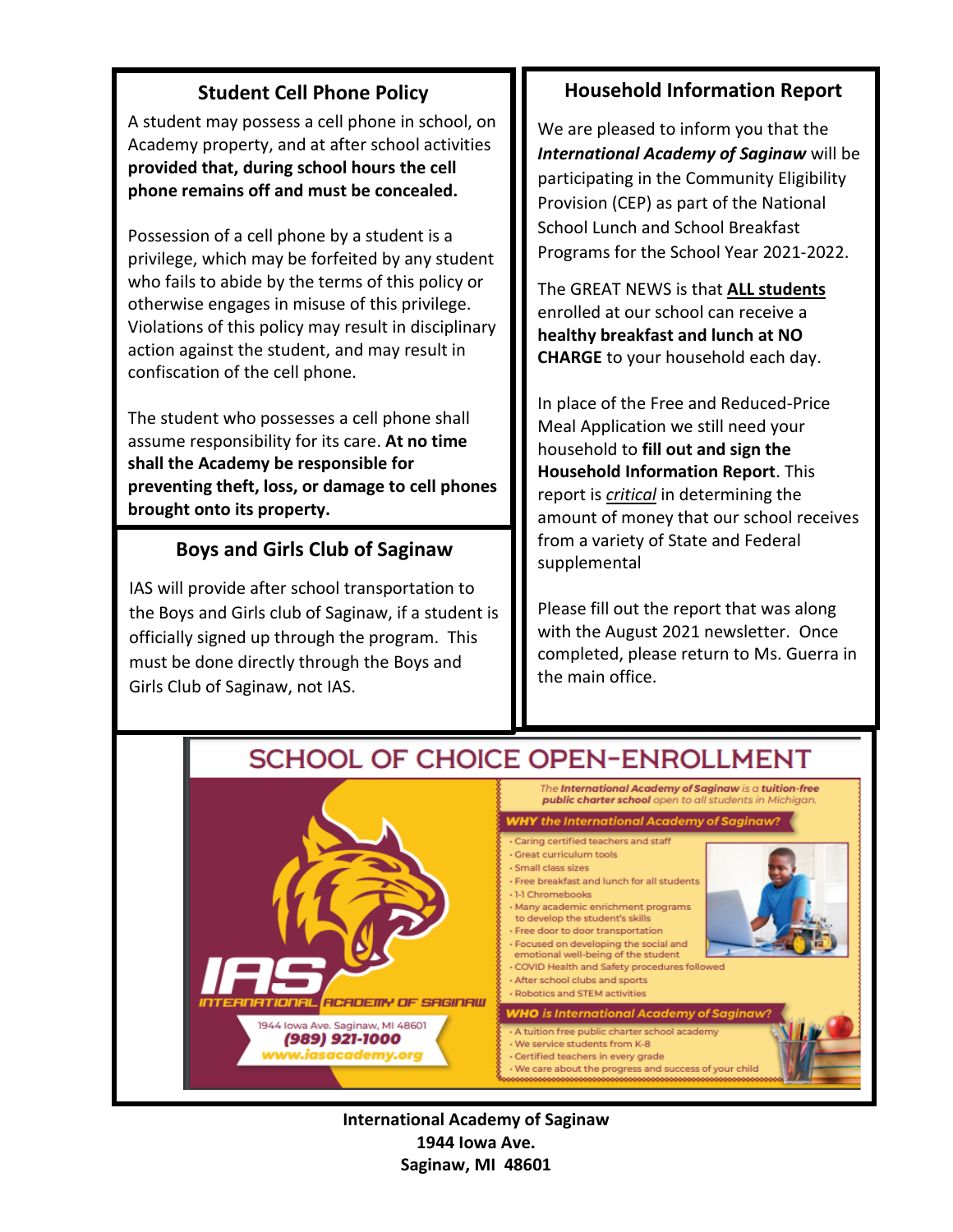## Student Cell Phone Policy

A student may possess a cell phone in school, on Academy property, and at after school activities **provided that, during school hours the cell phone remains off and must be concealed.**

Possession of a cell phone by a student is a privilege, which may be forfeited by any student who fails to abide by the terms of this policy or otherwise engages in misuse of this privilege. Violations of this policy may result in disciplinary action against the student, and may result in confiscation of the cell phone.

The student who possesses a cell phone shall assume responsibility for its care. **At no time shall the Academy be responsible for preventing theft, loss, or damage to cell phones brought onto its property.**

## Boys and Girls Club of Saginaw

IAS will provide after school transportation to the Boys and Girls club of Saginaw, if a student is officially signed up through the program. This must be done directly through the Boys and Girls Club of Saginaw, not IAS.

## Household Information Report

We are pleased to inform you that the ***International Academy of Saginaw*** will be participating in the Community Eligibility Provision (CEP) as part of the National School Lunch and School Breakfast Programs for the School Year 2021-2022.

The GREAT NEWS is that **ALL students** enrolled at our school can receive a **healthy breakfast and lunch at NO CHARGE** to your household each day.

In place of the Free and Reduced-Price Meal Application we still need your household to **fill out and sign the Household Information Report**. This report is *critical* in determining the amount of money that our school receives from a variety of State and Federal supplemental

Please fill out the report that was along with the August 2021 newsletter. Once completed, please return to Ms. Guerra in the main office.

## SCHOOL OF CHOICE OPEN-ENROLLMENT

*The **International Academy of Saginaw** is a **tuition-free public charter school** open to all students in Michigan.*

**WHY the International Academy of Saginaw?**

- Caring certified teachers and staff
- Great curriculum tools
- Small class sizes
- Free breakfast and lunch for all students
- 1-1 Chromebooks
- Many academic enrichment programs to develop the student's skills
- Free door to door transportation
- Focused on developing the social and emotional well-being of the student
- COVID Health and Safety procedures followed
- After school clubs and sports
- Robotics and STEM activities

**WHO is International Academy of Saginaw?**

- A tuition free public charter school academy
- We service students from K-8
- Certified teachers in every grade
- We care about the progress and success of your child

IAS
INTERNATIONAL ACADEMY OF SAGINAW

1944 Iowa Ave. Saginaw, MI 48601
(989) 921-1000
www.iasacademy.org

**International Academy of Saginaw**
**1944 Iowa Ave.**
**Saginaw, MI 48601**